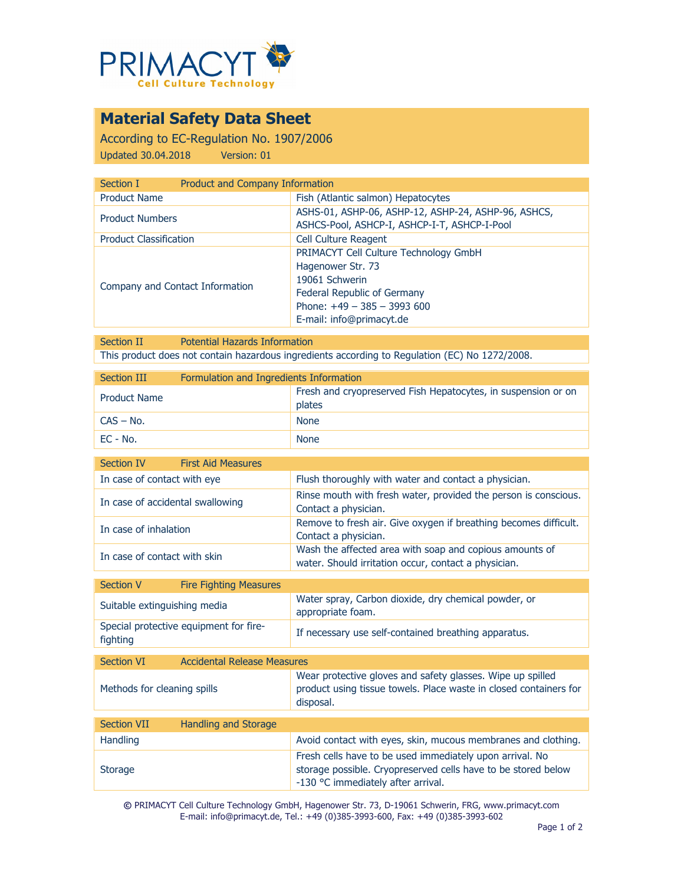PRIMACYT
Cell Culture Technology

# Material Safety Data Sheet

According to EC-Regulation No. 1907/2006

Updated 30.04.2018 Version: 01

| Section I | Product and Company Information |
|---|---|
| Product Name | Fish (Atlantic salmon) Hepatocytes |
| Product Numbers | ASHS-01, ASHP-06, ASHP-12, ASHP-24, ASHP-96, ASHCS, ASHCS-Pool, ASHCP-I, ASHCP-I-T, ASHCP-I-Pool |
| Product Classification | Cell Culture Reagent |
| Company and Contact Information | PRIMACYT Cell Culture Technology GmbH<br>Hagenower Str. 73<br>19061 Schwerin<br>Federal Republic of Germany<br>Phone: +49 – 385 – 3993 600<br>E-mail: info@primacyt.de |

| Section II | Potential Hazards Information |
|---|---|
| This product does not contain hazardous ingredients according to Regulation (EC) No 1272/2008. | |

| Section III | Formulation and Ingredients Information |
|---|---|
| Product Name | Fresh and cryopreserved Fish Hepatocytes, in suspension or on plates |
| CAS – No. | None |
| EC - No. | None |

| Section IV | First Aid Measures |
|---|---|
| In case of contact with eye | Flush thoroughly with water and contact a physician. |
| In case of accidental swallowing | Rinse mouth with fresh water, provided the person is conscious. Contact a physician. |
| In case of inhalation | Remove to fresh air. Give oxygen if breathing becomes difficult. Contact a physician. |
| In case of contact with skin | Wash the affected area with soap and copious amounts of water. Should irritation occur, contact a physician. |

| Section V | Fire Fighting Measures |
|---|---|
| Suitable extinguishing media | Water spray, Carbon dioxide, dry chemical powder, or appropriate foam. |
| Special protective equipment for fire-fighting | If necessary use self-contained breathing apparatus. |

| Section VI | Accidental Release Measures |
|---|---|
| Methods for cleaning spills | Wear protective gloves and safety glasses. Wipe up spilled product using tissue towels. Place waste in closed containers for disposal. |

| Section VII | Handling and Storage |
|---|---|
| Handling | Avoid contact with eyes, skin, mucous membranes and clothing. |
| Storage | Fresh cells have to be used immediately upon arrival. No storage possible. Cryopreserved cells have to be stored below -130 °C immediately after arrival. |

© PRIMACYT Cell Culture Technology GmbH, Hagenower Str. 73, D-19061 Schwerin, FRG, www.primacyt.com
E-mail: info@primacyt.de, Tel.: +49 (0)385-3993-600, Fax: +49 (0)385-3993-602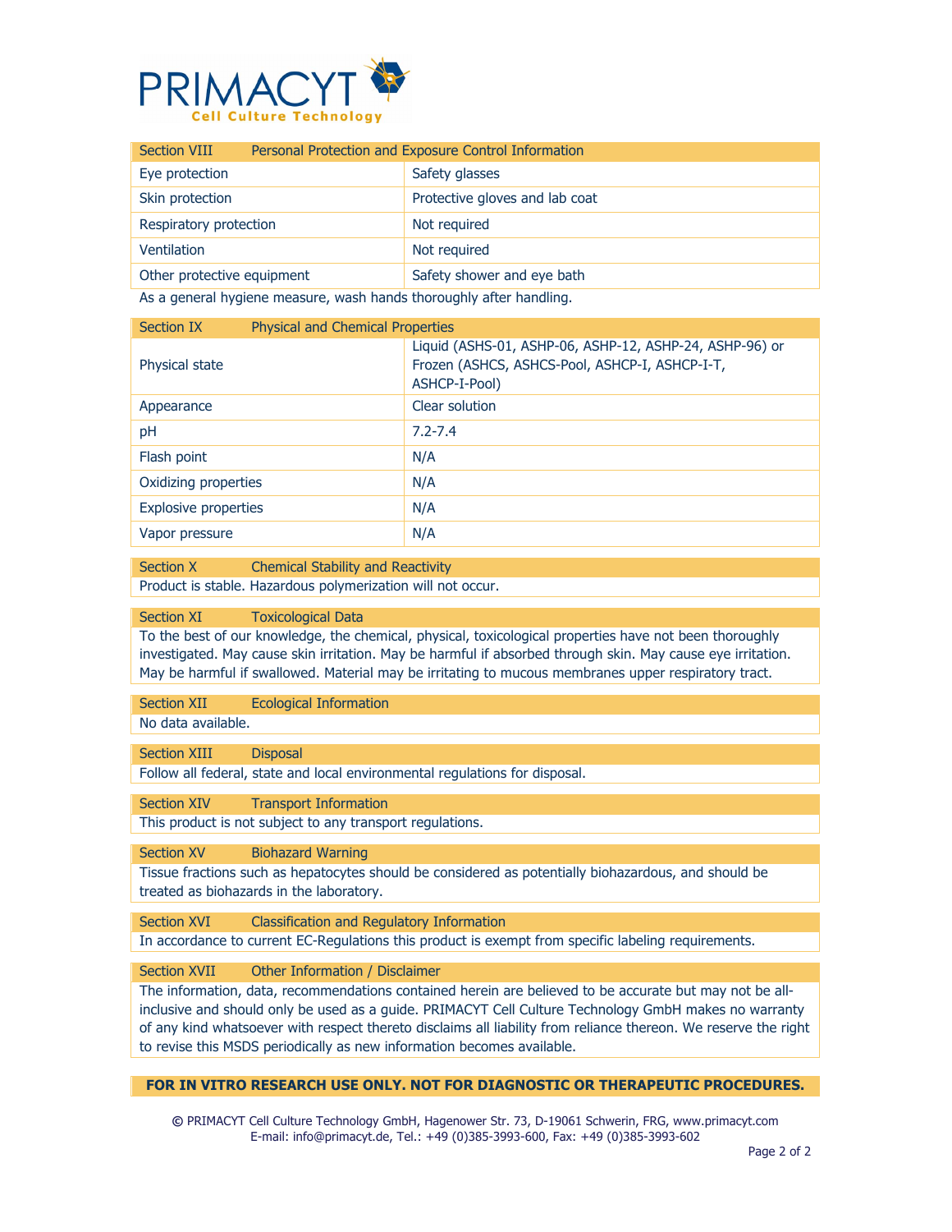PRIMACYT
Cell Culture Technology

| Section VIII | Personal Protection and Exposure Control Information |
|---|---|
| Eye protection | Safety glasses |
| Skin protection | Protective gloves and lab coat |
| Respiratory protection | Not required |
| Ventilation | Not required |
| Other protective equipment | Safety shower and eye bath |

As a general hygiene measure, wash hands thoroughly after handling.

| Section IX | Physical and Chemical Properties |
|---|---|
| Physical state | Liquid (ASHS-01, ASHP-06, ASHP-12, ASHP-24, ASHP-96) or Frozen (ASHCS, ASHCS-Pool, ASHCP-I, ASHCP-I-T, ASHCP-I-Pool) |
| Appearance | Clear solution |
| pH | 7.2-7.4 |
| Flash point | N/A |
| Oxidizing properties | N/A |
| Explosive properties | N/A |
| Vapor pressure | N/A |

## Section X Chemical Stability and Reactivity

Product is stable. Hazardous polymerization will not occur.

## Section XI Toxicological Data

To the best of our knowledge, the chemical, physical, toxicological properties have not been thoroughly investigated. May cause skin irritation. May be harmful if absorbed through skin. May cause eye irritation. May be harmful if swallowed. Material may be irritating to mucous membranes upper respiratory tract.

## Section XII Ecological Information

No data available.

## Section XIII Disposal

Follow all federal, state and local environmental regulations for disposal.

## Section XIV Transport Information

This product is not subject to any transport regulations.

## Section XV Biohazard Warning

Tissue fractions such as hepatocytes should be considered as potentially biohazardous, and should be treated as biohazards in the laboratory.

## Section XVI Classification and Regulatory Information

In accordance to current EC-Regulations this product is exempt from specific labeling requirements.

## Section XVII Other Information / Disclaimer

The information, data, recommendations contained herein are believed to be accurate but may not be all-inclusive and should only be used as a guide. PRIMACYT Cell Culture Technology GmbH makes no warranty of any kind whatsoever with respect thereto disclaims all liability from reliance thereon. We reserve the right to revise this MSDS periodically as new information becomes available.

**FOR IN VITRO RESEARCH USE ONLY. NOT FOR DIAGNOSTIC OR THERAPEUTIC PROCEDURES.**

© PRIMACYT Cell Culture Technology GmbH, Hagenower Str. 73, D-19061 Schwerin, FRG, www.primacyt.com
E-mail: info@primacyt.de, Tel.: +49 (0)385-3993-600, Fax: +49 (0)385-3993-602